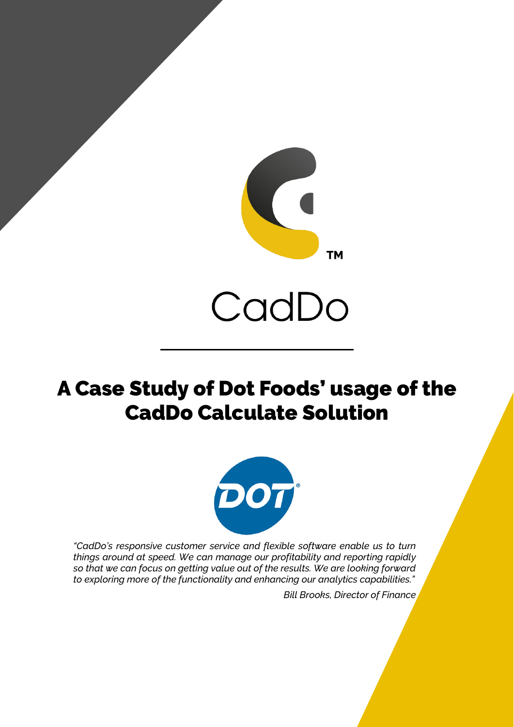CadDo

# A Case Study of Dot Foods' usage of the CadDo Calculate Solution

*"CadDo's responsive customer service and flexible software enable us to turn things around at speed. We can manage our profitability and reporting rapidly so that we can focus on getting value out of the results. We are looking forward to exploring more of the functionality and enhancing our analytics capabilities."*

*Bill Brooks, Director of Finance*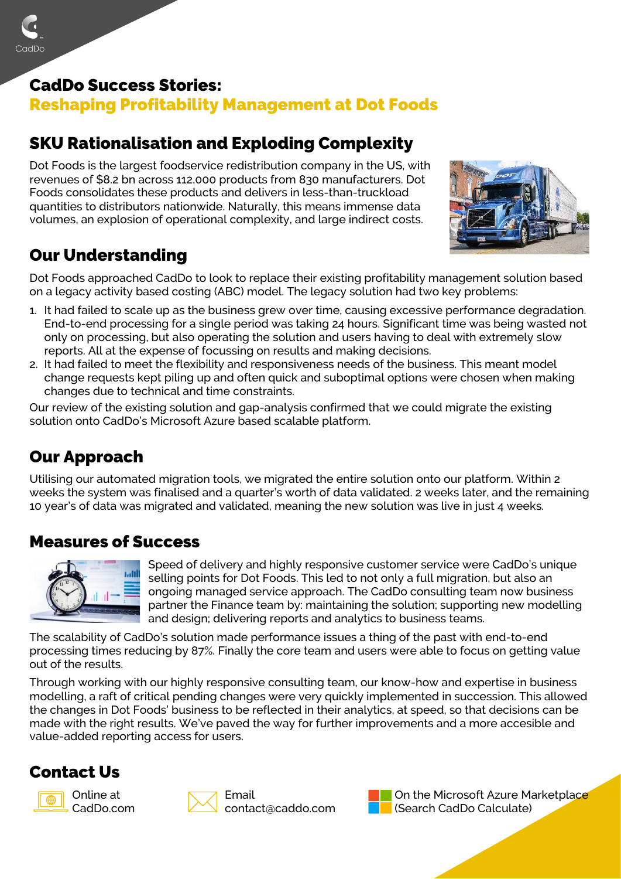## CadDo Success Stories:
## Reshaping Profitability Management at Dot Foods

## SKU Rationalisation and Exploding Complexity

Dot Foods is the largest foodservice redistribution company in the US, with revenues of $8.2 bn across 112,000 products from 830 manufacturers. Dot Foods consolidates these products and delivers in less-than-truckload quantities to distributors nationwide. Naturally, this means immense data volumes, an explosion of operational complexity, and large indirect costs.

## Our Understanding

Dot Foods approached CadDo to look to replace their existing profitability management solution based on a legacy activity based costing (ABC) model. The legacy solution had two key problems:

1. It had failed to scale up as the business grew over time, causing excessive performance degradation. End-to-end processing for a single period was taking 24 hours. Significant time was being wasted not only on processing, but also operating the solution and users having to deal with extremely slow reports. All at the expense of focussing on results and making decisions.
2. It had failed to meet the flexibility and responsiveness needs of the business. This meant model change requests kept piling up and often quick and suboptimal options were chosen when making changes due to technical and time constraints.

Our review of the existing solution and gap-analysis confirmed that we could migrate the existing solution onto CadDo's Microsoft Azure based scalable platform.

## Our Approach

Utilising our automated migration tools, we migrated the entire solution onto our platform. Within 2 weeks the system was finalised and a quarter's worth of data validated. 2 weeks later, and the remaining 10 year's of data was migrated and validated, meaning the new solution was live in just 4 weeks.

## Measures of Success

Speed of delivery and highly responsive customer service were CadDo's unique selling points for Dot Foods. This led to not only a full migration, but also an ongoing managed service approach. The CadDo consulting team now business partner the Finance team by: maintaining the solution; supporting new modelling and design; delivering reports and analytics to business teams.

The scalability of CadDo's solution made performance issues a thing of the past with end-to-end processing times reducing by 87%. Finally the core team and users were able to focus on getting value out of the results.

Through working with our highly responsive consulting team, our know-how and expertise in business modelling, a raft of critical pending changes were very quickly implemented in succession. This allowed the changes in Dot Foods' business to be reflected in their analytics, at speed, so that decisions can be made with the right results. We've paved the way for further improvements and a more accesible and value-added reporting access for users.

## Contact Us

Online at CadDo.com

Email contact@caddo.com

On the Microsoft Azure Marketplace (Search CadDo Calculate)